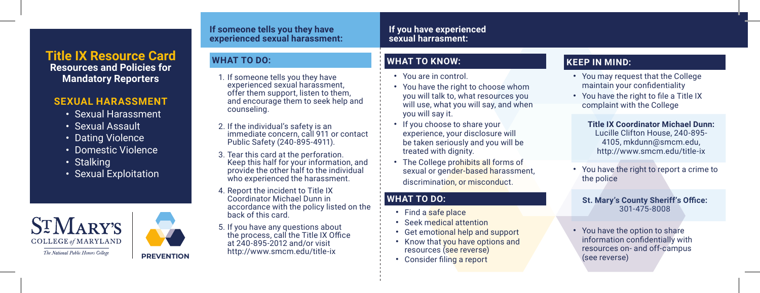# Title IX Resource Card

**Resources and Policies for Mandatory Reporters**

## SEXUAL HARASSMENT

- Sexual Harassment
- Sexual Assault
- Dating Violence
- Domestic Violence
- Stalking
- Sexual Exploitation

ST. MARY'S COLLEGE of MARYLAND
*The National Public Honors College*

PREVENTION

**If someone tells you they have experienced sexual harassment:**

## WHAT TO DO:

1. If someone tells you they have experienced sexual harassment, offer them support, listen to them, and encourage them to seek help and counseling.
2. If the individual's safety is an immediate concern, call 911 or contact Public Safety (240-895-4911).
3. Tear this card at the perforation. Keep this half for your information, and provide the other half to the individual who experienced the harassment.
4. Report the incident to Title IX Coordinator Michael Dunn in accordance with the policy listed on the back of this card.
5. If you have any questions about the process, call the Title IX Office at 240-895-2012 and/or visit http://www.smcm.edu/title-ix

**If you have experienced sexual harrasment:**

## WHAT TO KNOW:

- You are in control.
- You have the right to choose whom you will talk to, what resources you will use, what you will say, and when you will say it.
- If you choose to share your experience, your disclosure will be taken seriously and you will be treated with dignity.
- The College prohibits all forms of sexual or gender-based harassment, discrimination, or misconduct.

## WHAT TO DO:

- Find a safe place
- Seek medical attention
- Get emotional help and support
- Know that you have options and resources (see reverse)
- Consider filing a report

## KEEP IN MIND:

- You may request that the College maintain your confidentiality
- You have the right to file a Title IX complaint with the College

**Title IX Coordinator Michael Dunn:**
Lucille Clifton House, 240-895-4105, mkdunn@smcm.edu, http://www.smcm.edu/title-ix

- You have the right to report a crime to the police

**St. Mary's County Sheriff's Office:**
301-475-8008

- You have the option to share information confidentially with resources on- and off-campus (see reverse)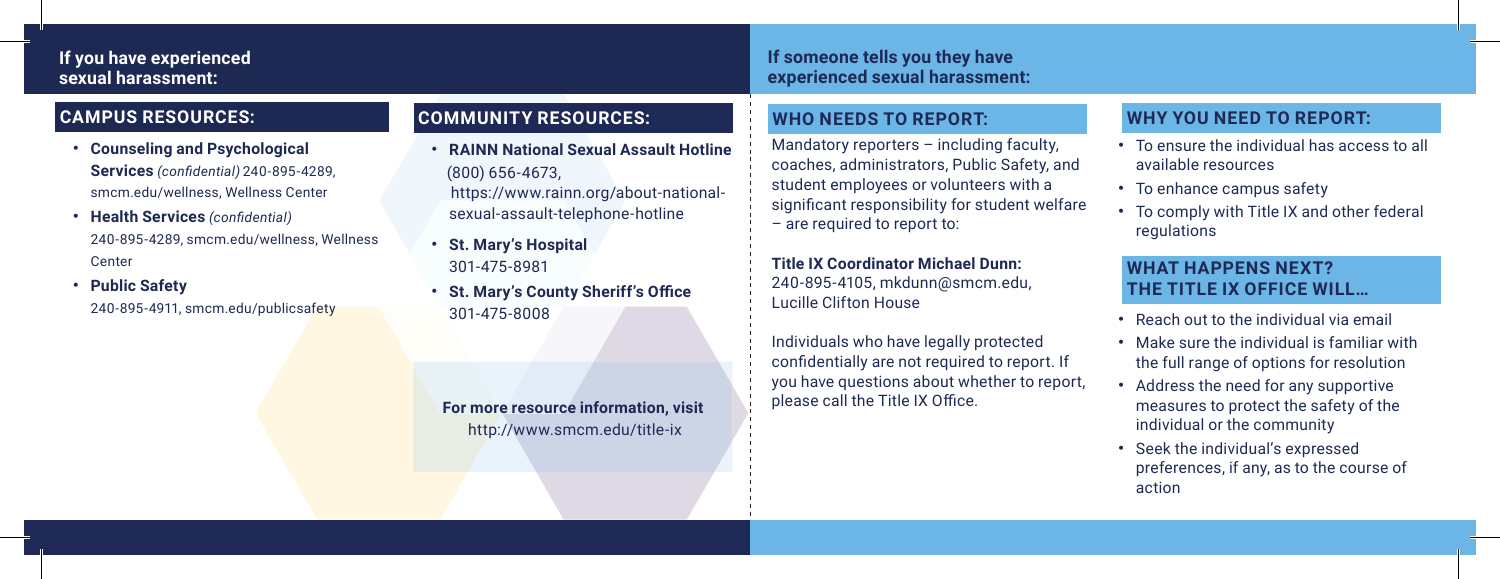## If you have experienced sexual harassment:

### CAMPUS RESOURCES:

- **Counseling and Psychological Services** *(confidential)* 240-895-4289, smcm.edu/wellness, Wellness Center
- **Health Services** *(confidential)* 240-895-4289, smcm.edu/wellness, Wellness Center
- **Public Safety** 240-895-4911, smcm.edu/publicsafety

### COMMUNITY RESOURCES:

- **RAINN National Sexual Assault Hotline** (800) 656-4673, https://www.rainn.org/about-national-sexual-assault-telephone-hotline
- **St. Mary's Hospital** 301-475-8981
- **St. Mary's County Sheriff's Office** 301-475-8008

**For more resource information, visit** http://www.smcm.edu/title-ix

## If someone tells you they have experienced sexual harassment:

### WHO NEEDS TO REPORT:

Mandatory reporters – including faculty, coaches, administrators, Public Safety, and student employees or volunteers with a significant responsibility for student welfare – are required to report to:

**Title IX Coordinator Michael Dunn:**
240-895-4105, mkdunn@smcm.edu, Lucille Clifton House

Individuals who have legally protected confidentially are not required to report. If you have questions about whether to report, please call the Title IX Office.

### WHY YOU NEED TO REPORT:

- To ensure the individual has access to all available resources
- To enhance campus safety
- To comply with Title IX and other federal regulations

### WHAT HAPPENS NEXT? THE TITLE IX OFFICE WILL…

- Reach out to the individual via email
- Make sure the individual is familiar with the full range of options for resolution
- Address the need for any supportive measures to protect the safety of the individual or the community
- Seek the individual's expressed preferences, if any, as to the course of action